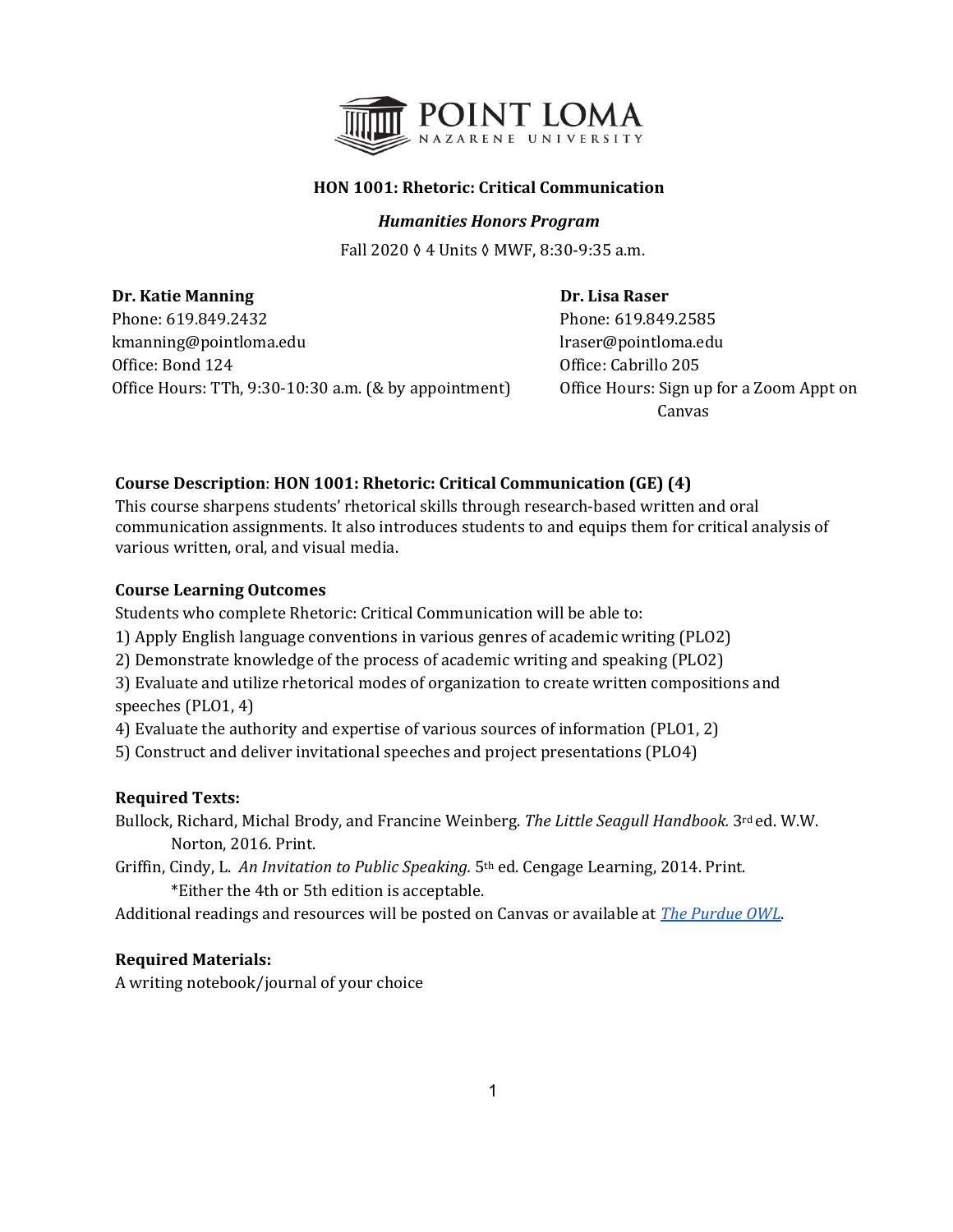# HON 1001: Rhetoric: Critical Communication

***Humanities Honors Program***

Fall 2020 ◊ 4 Units ◊ MWF, 8:30-9:35 a.m.

**Dr. Katie Manning**
Phone: 619.849.2432
kmanning@pointloma.edu
Office: Bond 124
Office Hours: TTh, 9:30-10:30 a.m. (& by appointment)

**Dr. Lisa Raser**
Phone: 619.849.2585
lraser@pointloma.edu
Office: Cabrillo 205
Office Hours: Sign up for a Zoom Appt on Canvas

**Course Description**: **HON 1001: Rhetoric: Critical Communication (GE) (4)**
This course sharpens students' rhetorical skills through research-based written and oral communication assignments. It also introduces students to and equips them for critical analysis of various written, oral, and visual media.

**Course Learning Outcomes**
Students who complete Rhetoric: Critical Communication will be able to:
1) Apply English language conventions in various genres of academic writing (PLO2)
2) Demonstrate knowledge of the process of academic writing and speaking (PLO2)
3) Evaluate and utilize rhetorical modes of organization to create written compositions and speeches (PLO1, 4)
4) Evaluate the authority and expertise of various sources of information (PLO1, 2)
5) Construct and deliver invitational speeches and project presentations (PLO4)

**Required Texts:**

Bullock, Richard, Michal Brody, and Francine Weinberg. *The Little Seagull Handbook.* 3rd ed. W.W. Norton, 2016. Print.

Griffin, Cindy, L. *An Invitation to Public Speaking.* 5th ed. Cengage Learning, 2014. Print.
*Either the 4th or 5th edition is acceptable.

Additional readings and resources will be posted on Canvas or available at *The Purdue OWL*.

**Required Materials:**
A writing notebook/journal of your choice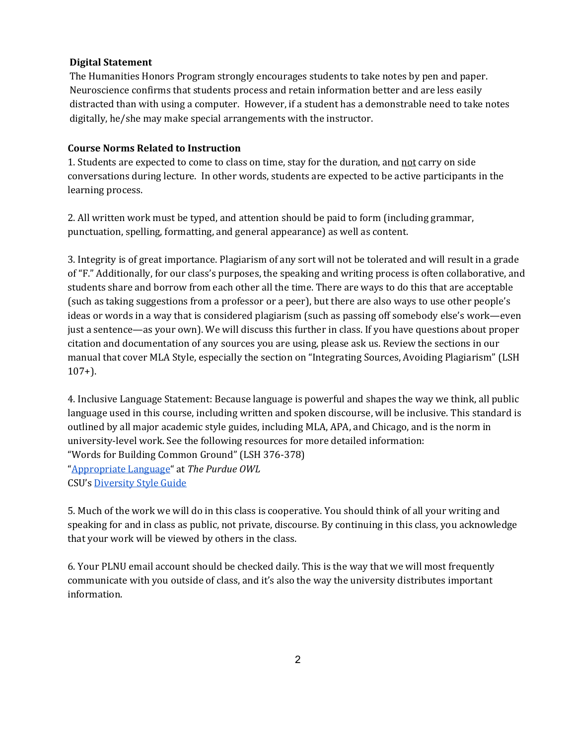**Digital Statement**

The Humanities Honors Program strongly encourages students to take notes by pen and paper. Neuroscience confirms that students process and retain information better and are less easily distracted than with using a computer. However, if a student has a demonstrable need to take notes digitally, he/she may make special arrangements with the instructor.

**Course Norms Related to Instruction**

1. Students are expected to come to class on time, stay for the duration, and <u>not</u> carry on side conversations during lecture. In other words, students are expected to be active participants in the learning process.

2. All written work must be typed, and attention should be paid to form (including grammar, punctuation, spelling, formatting, and general appearance) as well as content.

3. Integrity is of great importance. Plagiarism of any sort will not be tolerated and will result in a grade of "F." Additionally, for our class's purposes, the speaking and writing process is often collaborative, and students share and borrow from each other all the time. There are ways to do this that are acceptable (such as taking suggestions from a professor or a peer), but there are also ways to use other people's ideas or words in a way that is considered plagiarism (such as passing off somebody else's work—even just a sentence—as your own). We will discuss this further in class. If you have questions about proper citation and documentation of any sources you are using, please ask us. Review the sections in our manual that cover MLA Style, especially the section on "Integrating Sources, Avoiding Plagiarism" (LSH 107+).

4. Inclusive Language Statement: Because language is powerful and shapes the way we think, all public language used in this course, including written and spoken discourse, will be inclusive. This standard is outlined by all major academic style guides, including MLA, APA, and Chicago, and is the norm in university-level work. See the following resources for more detailed information:
"Words for Building Common Ground" (LSH 376-378)
"Appropriate Language" at *The Purdue OWL*
CSU's Diversity Style Guide

5. Much of the work we will do in this class is cooperative. You should think of all your writing and speaking for and in class as public, not private, discourse. By continuing in this class, you acknowledge that your work will be viewed by others in the class.

6. Your PLNU email account should be checked daily. This is the way that we will most frequently communicate with you outside of class, and it's also the way the university distributes important information.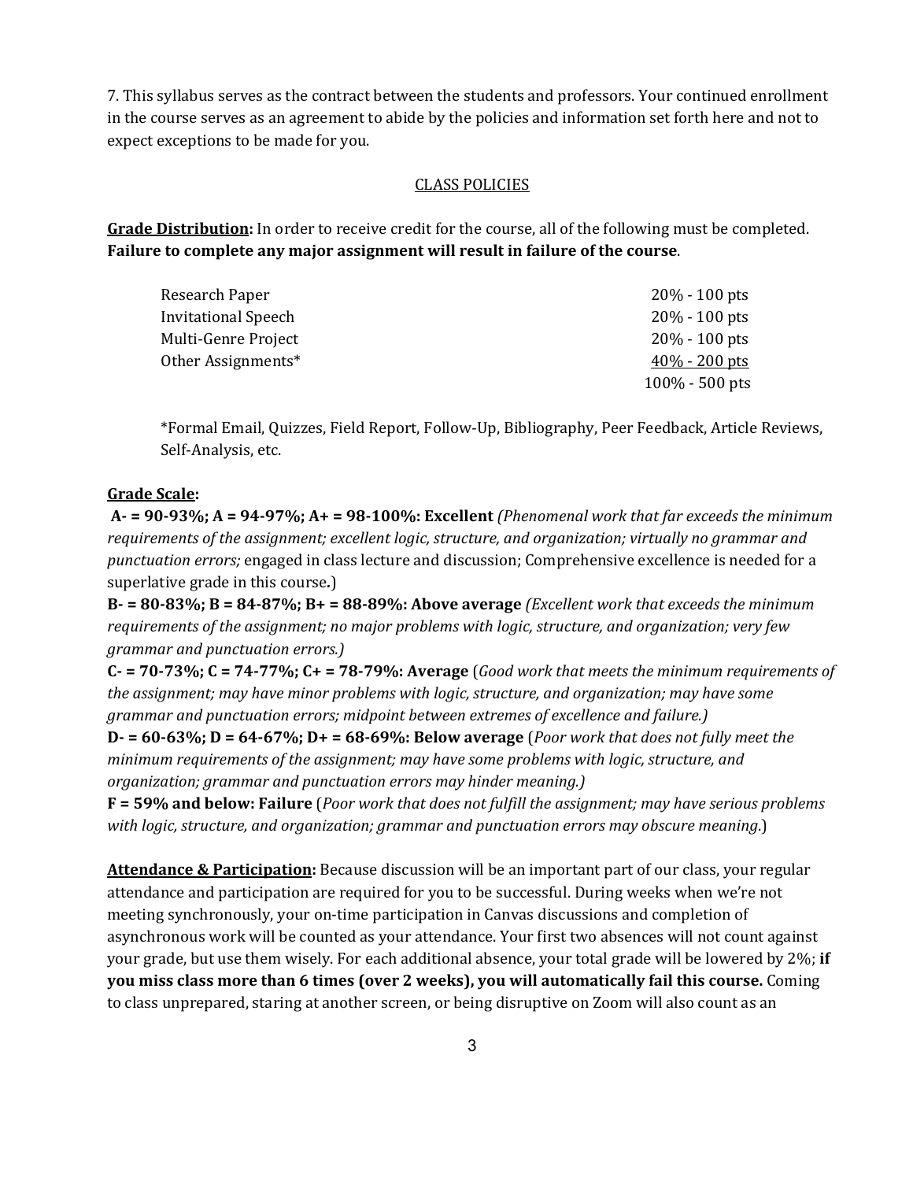7. This syllabus serves as the contract between the students and professors. Your continued enrollment in the course serves as an agreement to abide by the policies and information set forth here and not to expect exceptions to be made for you.

## CLASS POLICIES

**Grade Distribution:** In order to receive credit for the course, all of the following must be completed. **Failure to complete any major assignment will result in failure of the course**.

| | |
|---|---|
| Research Paper | 20% - 100 pts |
| Invitational Speech | 20% - 100 pts |
| Multi-Genre Project | 20% - 100 pts |
| Other Assignments* | 40% - 200 pts |
| | 100% - 500 pts |

*Formal Email, Quizzes, Field Report, Follow-Up, Bibliography, Peer Feedback, Article Reviews, Self-Analysis, etc.

**Grade Scale:**

**A- = 90-93%; A = 94-97%; A+ = 98-100%: Excellent** *(Phenomenal work that far exceeds the minimum requirements of the assignment; excellent logic, structure, and organization; virtually no grammar and punctuation errors;* engaged in class lecture and discussion; Comprehensive excellence is needed for a superlative grade in this course**.**)

**B- = 80-83%; B = 84-87%; B+ = 88-89%: Above average** *(Excellent work that exceeds the minimum requirements of the assignment; no major problems with logic, structure, and organization; very few grammar and punctuation errors.)*

**C- = 70-73%; C = 74-77%; C+ = 78-79%: Average** (*Good work that meets the minimum requirements of the assignment; may have minor problems with logic, structure, and organization; may have some grammar and punctuation errors; midpoint between extremes of excellence and failure.)*

**D- = 60-63%; D = 64-67%; D+ = 68-69%: Below average** (*Poor work that does not fully meet the minimum requirements of the assignment; may have some problems with logic, structure, and organization; grammar and punctuation errors may hinder meaning.)*

**F = 59% and below: Failure** (*Poor work that does not fulfill the assignment; may have serious problems with logic, structure, and organization; grammar and punctuation errors may obscure meaning*.)

**Attendance & Participation:** Because discussion will be an important part of our class, your regular attendance and participation are required for you to be successful. During weeks when we're not meeting synchronously, your on-time participation in Canvas discussions and completion of asynchronous work will be counted as your attendance. Your first two absences will not count against your grade, but use them wisely. For each additional absence, your total grade will be lowered by 2%; **if you miss class more than 6 times (over 2 weeks), you will automatically fail this course.** Coming to class unprepared, staring at another screen, or being disruptive on Zoom will also count as an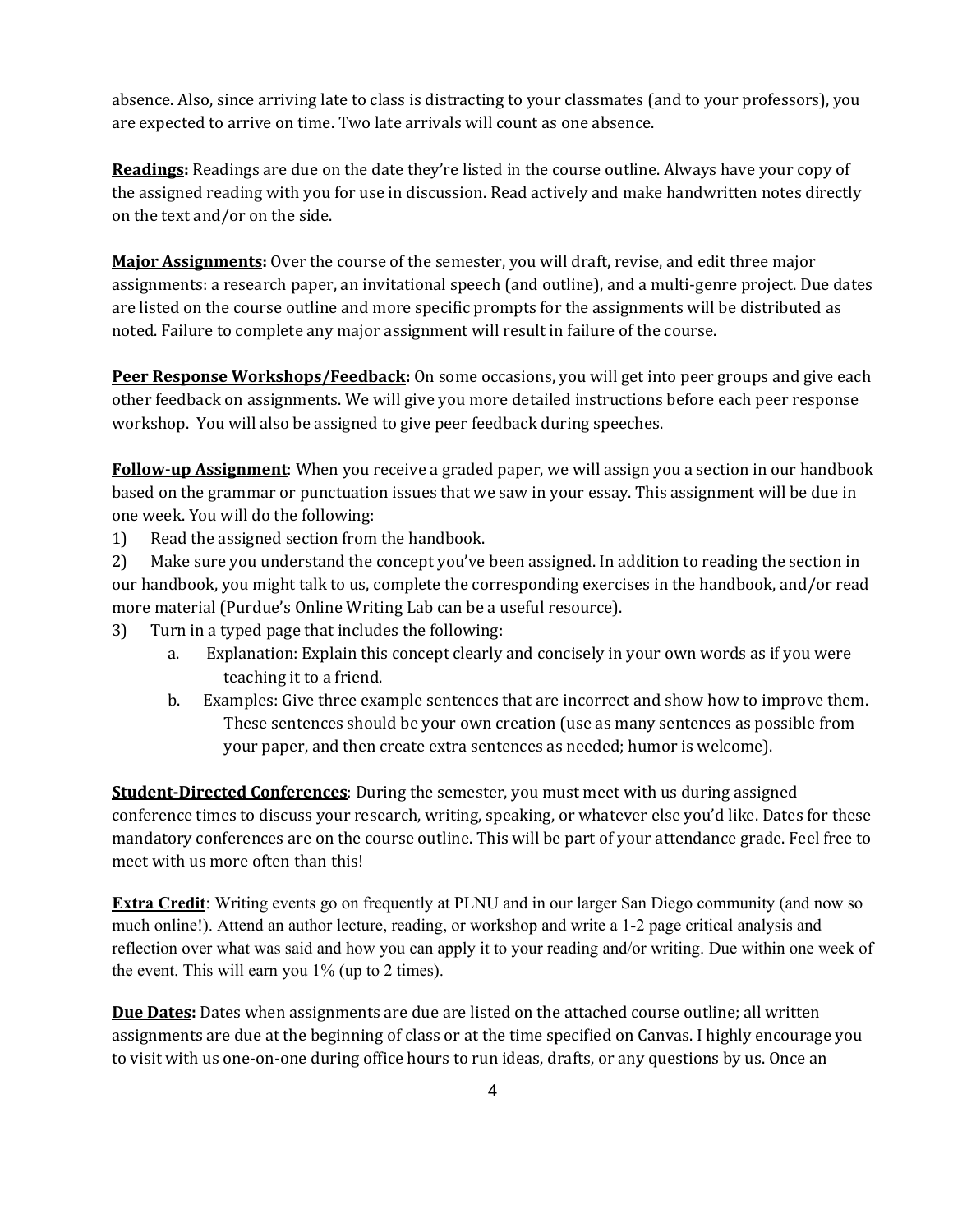absence. Also, since arriving late to class is distracting to your classmates (and to your professors), you are expected to arrive on time. Two late arrivals will count as one absence.

**Readings:** Readings are due on the date they're listed in the course outline. Always have your copy of the assigned reading with you for use in discussion. Read actively and make handwritten notes directly on the text and/or on the side.

**Major Assignments:** Over the course of the semester, you will draft, revise, and edit three major assignments: a research paper, an invitational speech (and outline), and a multi-genre project. Due dates are listed on the course outline and more specific prompts for the assignments will be distributed as noted. Failure to complete any major assignment will result in failure of the course.

**Peer Response Workshops/Feedback:** On some occasions, you will get into peer groups and give each other feedback on assignments. We will give you more detailed instructions before each peer response workshop. You will also be assigned to give peer feedback during speeches.

**Follow-up Assignment**: When you receive a graded paper, we will assign you a section in our handbook based on the grammar or punctuation issues that we saw in your essay. This assignment will be due in one week. You will do the following:

1) Read the assigned section from the handbook.
2) Make sure you understand the concept you've been assigned. In addition to reading the section in our handbook, you might talk to us, complete the corresponding exercises in the handbook, and/or read more material (Purdue's Online Writing Lab can be a useful resource).
3) Turn in a typed page that includes the following:
   a. Explanation: Explain this concept clearly and concisely in your own words as if you were teaching it to a friend.
   b. Examples: Give three example sentences that are incorrect and show how to improve them. These sentences should be your own creation (use as many sentences as possible from your paper, and then create extra sentences as needed; humor is welcome).

**Student-Directed Conferences**: During the semester, you must meet with us during assigned conference times to discuss your research, writing, speaking, or whatever else you'd like. Dates for these mandatory conferences are on the course outline. This will be part of your attendance grade. Feel free to meet with us more often than this!

**Extra Credit**: Writing events go on frequently at PLNU and in our larger San Diego community (and now so much online!). Attend an author lecture, reading, or workshop and write a 1-2 page critical analysis and reflection over what was said and how you can apply it to your reading and/or writing. Due within one week of the event. This will earn you 1% (up to 2 times).

**Due Dates:** Dates when assignments are due are listed on the attached course outline; all written assignments are due at the beginning of class or at the time specified on Canvas. I highly encourage you to visit with us one-on-one during office hours to run ideas, drafts, or any questions by us. Once an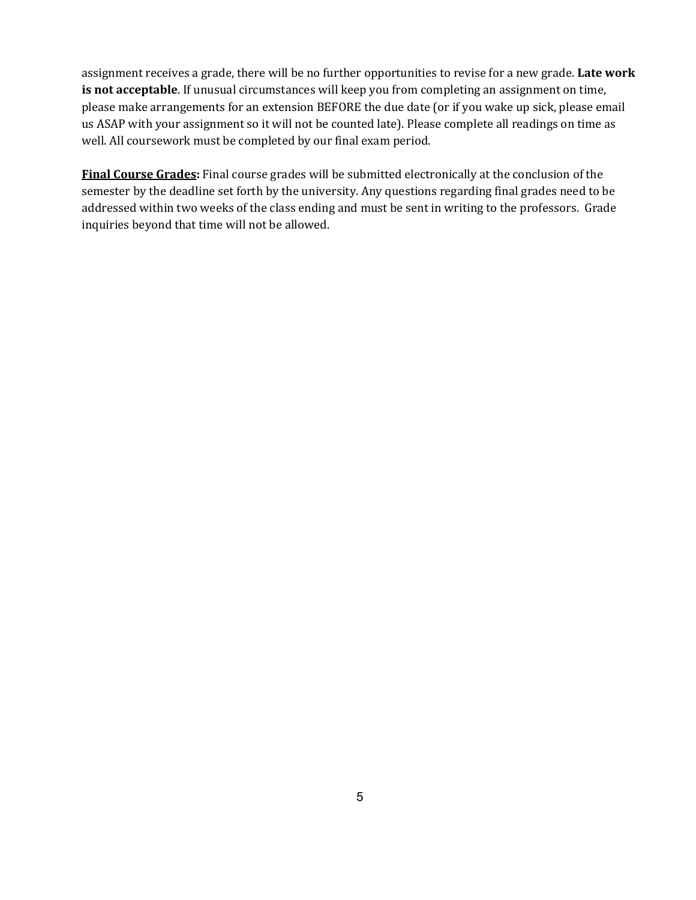assignment receives a grade, there will be no further opportunities to revise for a new grade. **Late work is not acceptable**. If unusual circumstances will keep you from completing an assignment on time, please make arrangements for an extension BEFORE the due date (or if you wake up sick, please email us ASAP with your assignment so it will not be counted late). Please complete all readings on time as well. All coursework must be completed by our final exam period.

**Final Course Grades:** Final course grades will be submitted electronically at the conclusion of the semester by the deadline set forth by the university. Any questions regarding final grades need to be addressed within two weeks of the class ending and must be sent in writing to the professors. Grade inquiries beyond that time will not be allowed.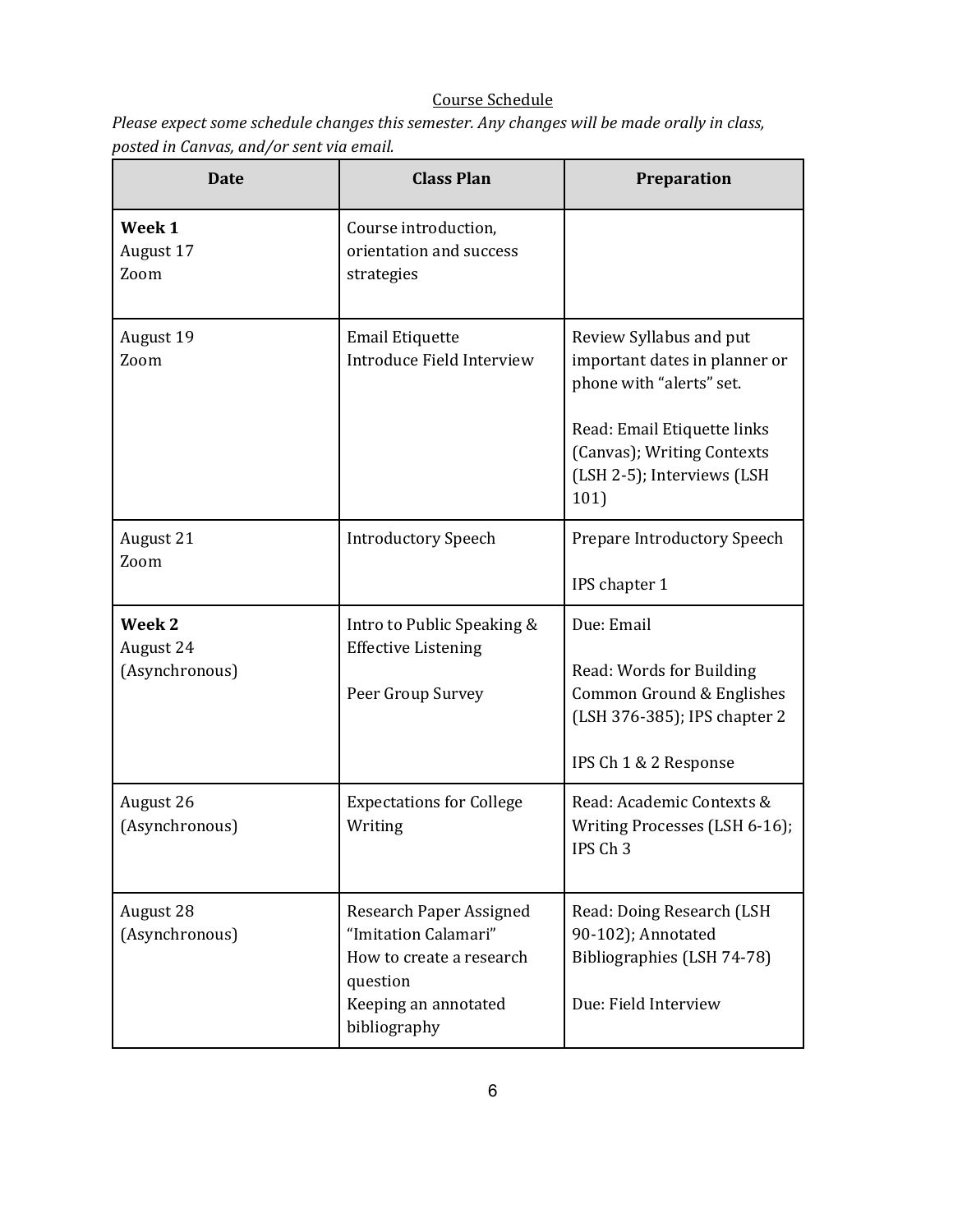Course Schedule

*Please expect some schedule changes this semester. Any changes will be made orally in class, posted in Canvas, and/or sent via email.*

| Date | Class Plan | Preparation |
|---|---|---|
| **Week 1**<br>August 17<br>Zoom | Course introduction, orientation and success strategies | |
| August 19<br>Zoom | Email Etiquette<br>Introduce Field Interview | Review Syllabus and put important dates in planner or phone with "alerts" set.<br><br>Read: Email Etiquette links (Canvas); Writing Contexts (LSH 2-5); Interviews (LSH 101) |
| August 21<br>Zoom | Introductory Speech | Prepare Introductory Speech<br><br>IPS chapter 1 |
| **Week 2**<br>August 24<br>(Asynchronous) | Intro to Public Speaking & Effective Listening<br><br>Peer Group Survey | Due: Email<br><br>Read: Words for Building Common Ground & Englishes (LSH 376-385); IPS chapter 2<br><br>IPS Ch 1 & 2 Response |
| August 26<br>(Asynchronous) | Expectations for College Writing | Read: Academic Contexts & Writing Processes (LSH 6-16); IPS Ch 3 |
| August 28<br>(Asynchronous) | Research Paper Assigned<br>"Imitation Calamari"<br>How to create a research question<br>Keeping an annotated bibliography | Read: Doing Research (LSH 90-102); Annotated Bibliographies (LSH 74-78)<br><br>Due: Field Interview |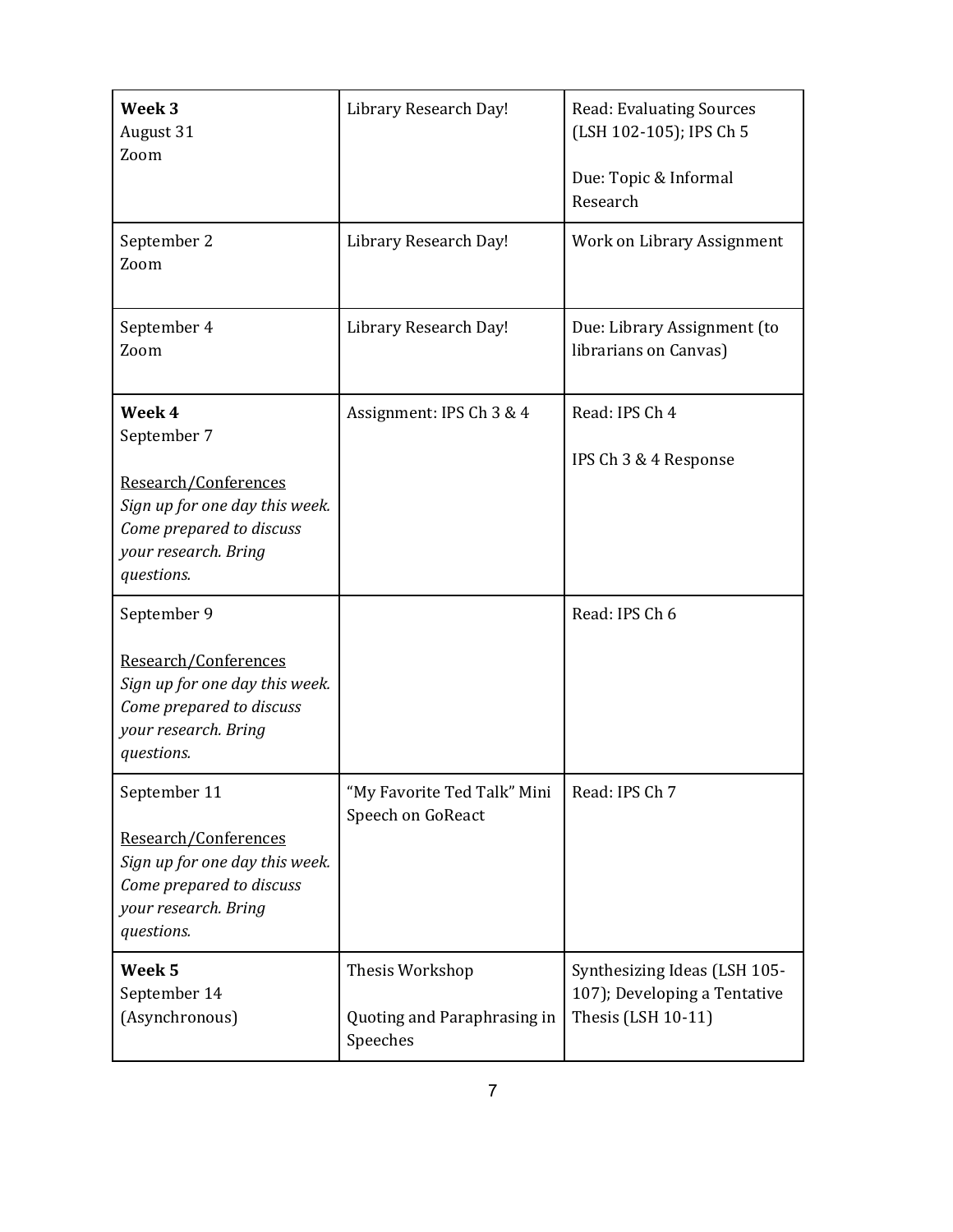| **Week 3**<br>August 31<br>Zoom | Library Research Day! | Read: Evaluating Sources (LSH 102-105); IPS Ch 5<br><br>Due: Topic & Informal Research |
|---|---|---|
| September 2<br>Zoom | Library Research Day! | Work on Library Assignment |
| September 4<br>Zoom | Library Research Day! | Due: Library Assignment (to librarians on Canvas) |
| **Week 4**<br>September 7<br><br><u>Research/Conferences</u><br>*Sign up for one day this week. Come prepared to discuss your research. Bring questions.* | Assignment: IPS Ch 3 & 4 | Read: IPS Ch 4<br><br>IPS Ch 3 & 4 Response |
| September 9<br><br><u>Research/Conferences</u><br>*Sign up for one day this week. Come prepared to discuss your research. Bring questions.* | | Read: IPS Ch 6 |
| September 11<br><br><u>Research/Conferences</u><br>*Sign up for one day this week. Come prepared to discuss your research. Bring questions.* | "My Favorite Ted Talk" Mini Speech on GoReact | Read: IPS Ch 7 |
| **Week 5**<br>September 14<br>(Asynchronous) | Thesis Workshop<br><br>Quoting and Paraphrasing in Speeches | Synthesizing Ideas (LSH 105-107); Developing a Tentative Thesis (LSH 10-11) |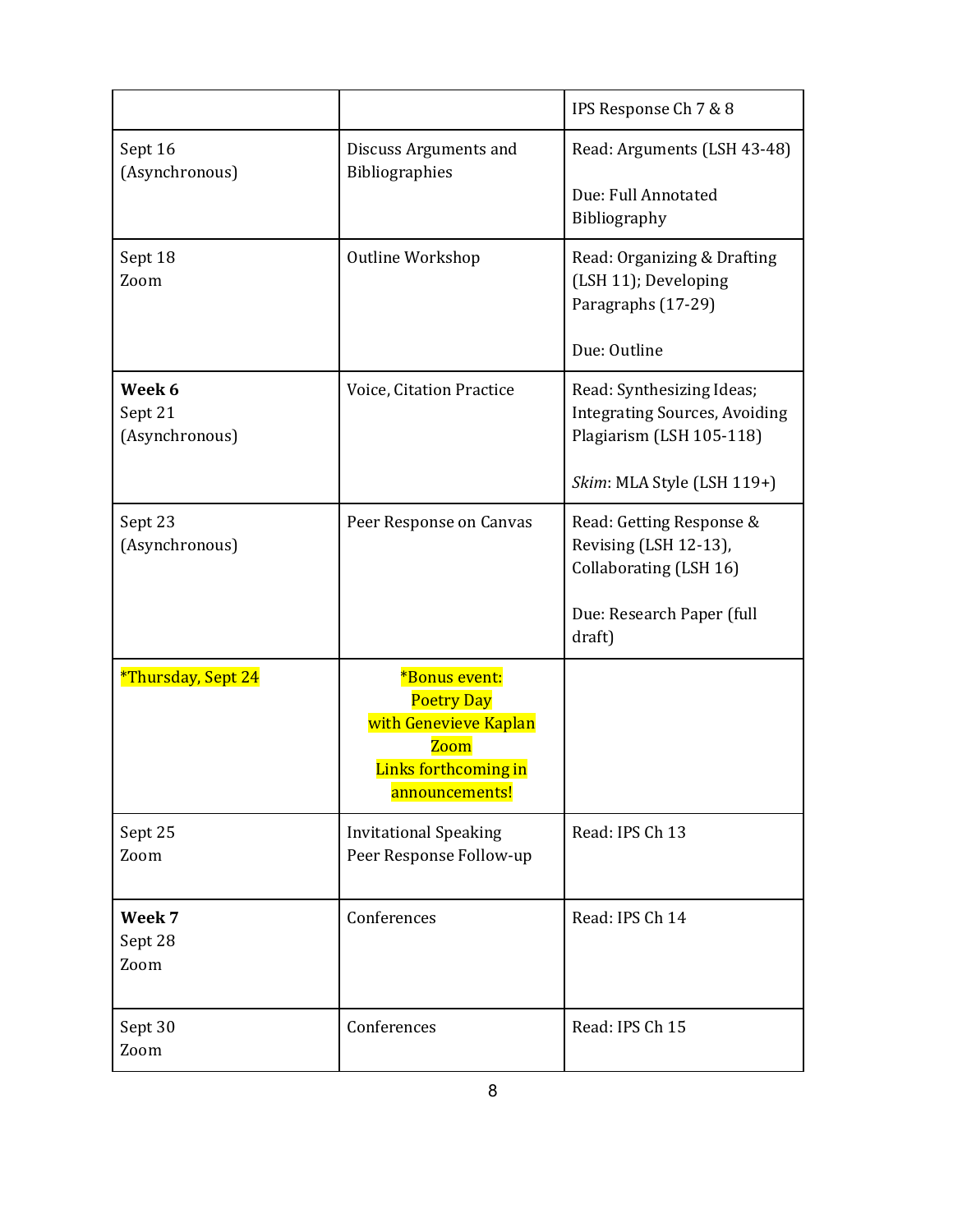| | | |
|---|---|---|
| | | IPS Response Ch 7 & 8 |
| Sept 16 (Asynchronous) | Discuss Arguments and Bibliographies | Read: Arguments (LSH 43-48)<br><br>Due: Full Annotated Bibliography |
| Sept 18 Zoom | Outline Workshop | Read: Organizing & Drafting (LSH 11); Developing Paragraphs (17-29)<br><br>Due: Outline |
| **Week 6** Sept 21 (Asynchronous) | Voice, Citation Practice | Read: Synthesizing Ideas; Integrating Sources, Avoiding Plagiarism (LSH 105-118)<br><br>*Skim*: MLA Style (LSH 119+) |
| Sept 23 (Asynchronous) | Peer Response on Canvas | Read: Getting Response & Revising (LSH 12-13), Collaborating (LSH 16)<br><br>Due: Research Paper (full draft) |
| *Thursday, Sept 24 | *Bonus event: Poetry Day with Genevieve Kaplan Zoom Links forthcoming in announcements! | |
| Sept 25 Zoom | Invitational Speaking Peer Response Follow-up | Read: IPS Ch 13 |
| **Week 7** Sept 28 Zoom | Conferences | Read: IPS Ch 14 |
| Sept 30 Zoom | Conferences | Read: IPS Ch 15 |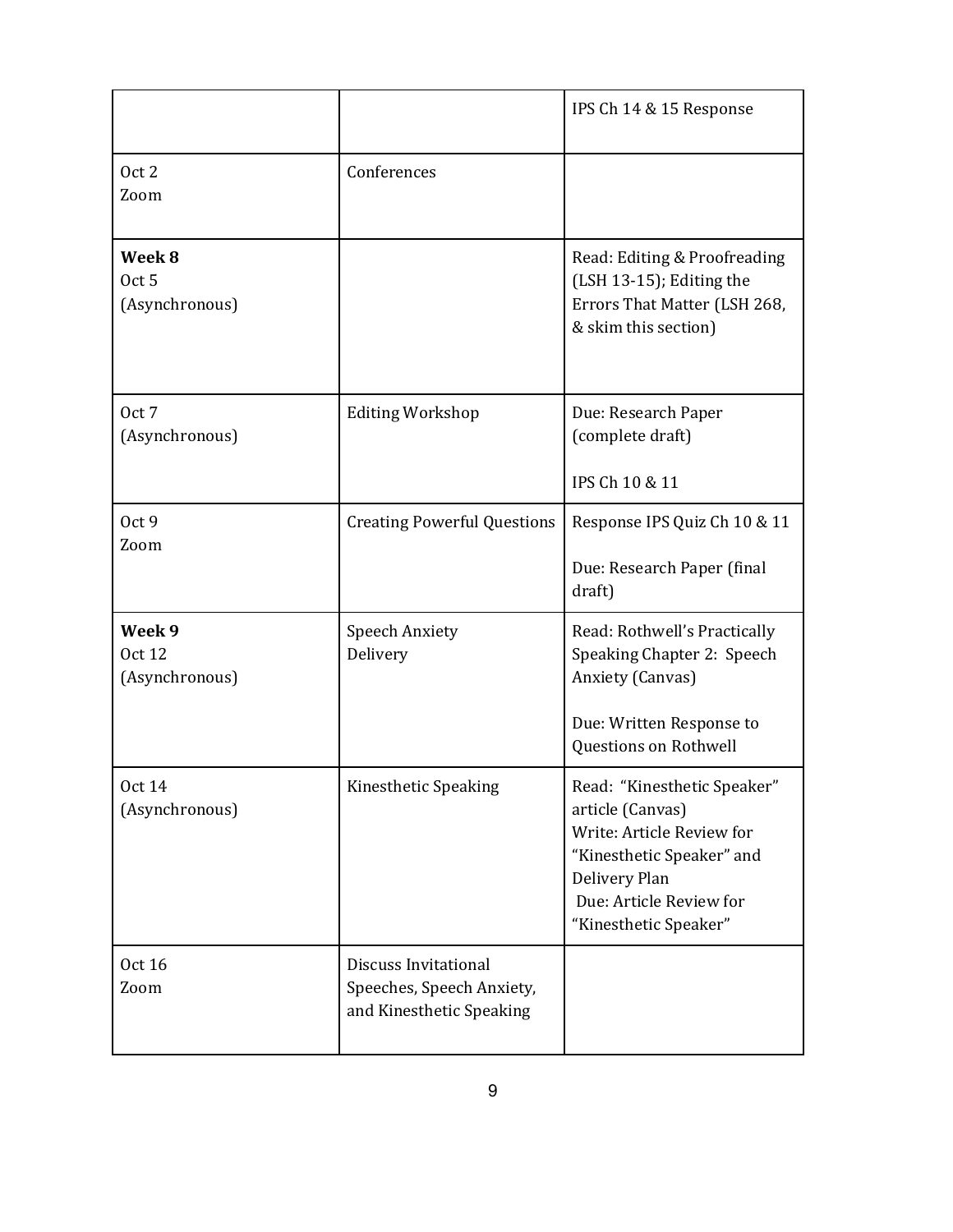| | | |
|---|---|---|
| | | IPS Ch 14 & 15 Response |
| Oct 2<br>Zoom | Conferences | |
| **Week 8**<br>Oct 5<br>(Asynchronous) | | Read: Editing & Proofreading (LSH 13-15); Editing the Errors That Matter (LSH 268, & skim this section) |
| Oct 7<br>(Asynchronous) | Editing Workshop | Due: Research Paper (complete draft)<br><br>IPS Ch 10 & 11 |
| Oct 9<br>Zoom | Creating Powerful Questions | Response IPS Quiz Ch 10 & 11<br><br>Due: Research Paper (final draft) |
| **Week 9**<br>Oct 12<br>(Asynchronous) | Speech Anxiety<br>Delivery | Read: Rothwell's Practically Speaking Chapter 2: Speech Anxiety (Canvas)<br><br>Due: Written Response to Questions on Rothwell |
| Oct 14<br>(Asynchronous) | Kinesthetic Speaking | Read: "Kinesthetic Speaker" article (Canvas)<br>Write: Article Review for "Kinesthetic Speaker" and Delivery Plan<br>Due: Article Review for "Kinesthetic Speaker" |
| Oct 16<br>Zoom | Discuss Invitational Speeches, Speech Anxiety, and Kinesthetic Speaking | |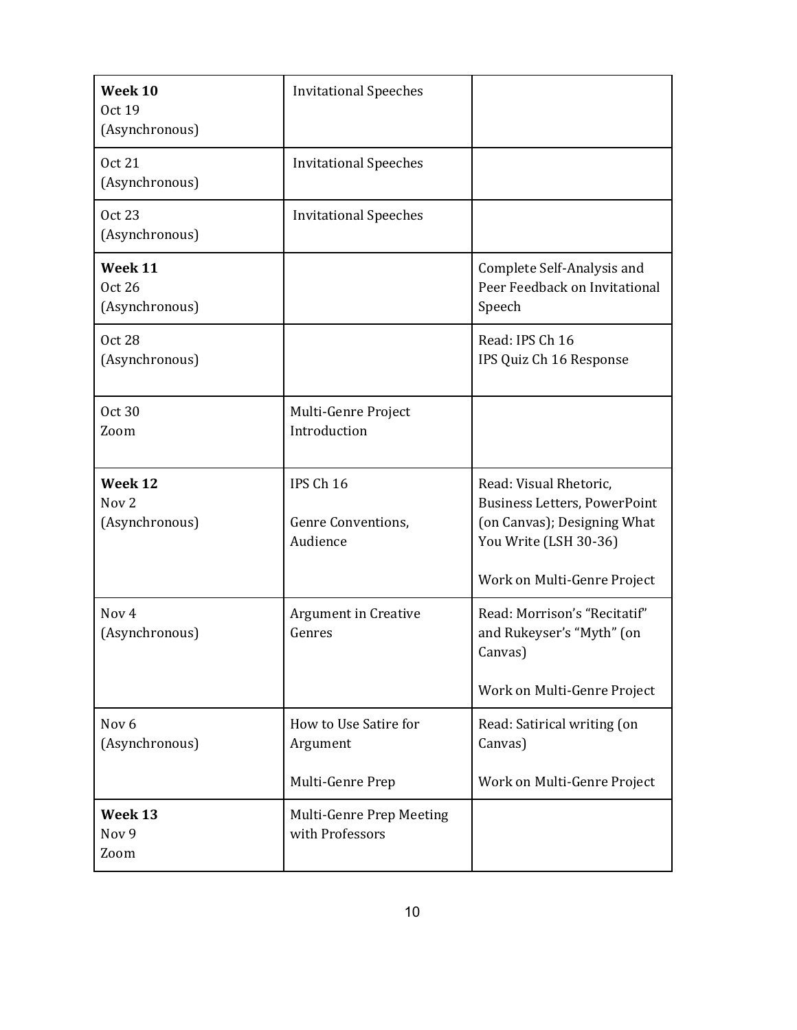| | | |
|---|---|---|
| **Week 10**<br>Oct 19<br>(Asynchronous) | Invitational Speeches | |
| Oct 21<br>(Asynchronous) | Invitational Speeches | |
| Oct 23<br>(Asynchronous) | Invitational Speeches | |
| **Week 11**<br>Oct 26<br>(Asynchronous) | | Complete Self-Analysis and Peer Feedback on Invitational Speech |
| Oct 28<br>(Asynchronous) | | Read: IPS Ch 16<br>IPS Quiz Ch 16 Response |
| Oct 30<br>Zoom | Multi-Genre Project Introduction | |
| **Week 12**<br>Nov 2<br>(Asynchronous) | IPS Ch 16<br><br>Genre Conventions, Audience | Read: Visual Rhetoric, Business Letters, PowerPoint (on Canvas); Designing What You Write (LSH 30-36)<br><br>Work on Multi-Genre Project |
| Nov 4<br>(Asynchronous) | Argument in Creative Genres | Read: Morrison's "Recitatif" and Rukeyser's "Myth" (on Canvas)<br><br>Work on Multi-Genre Project |
| Nov 6<br>(Asynchronous) | How to Use Satire for Argument<br><br>Multi-Genre Prep | Read: Satirical writing (on Canvas)<br><br>Work on Multi-Genre Project |
| **Week 13**<br>Nov 9<br>Zoom | Multi-Genre Prep Meeting with Professors | |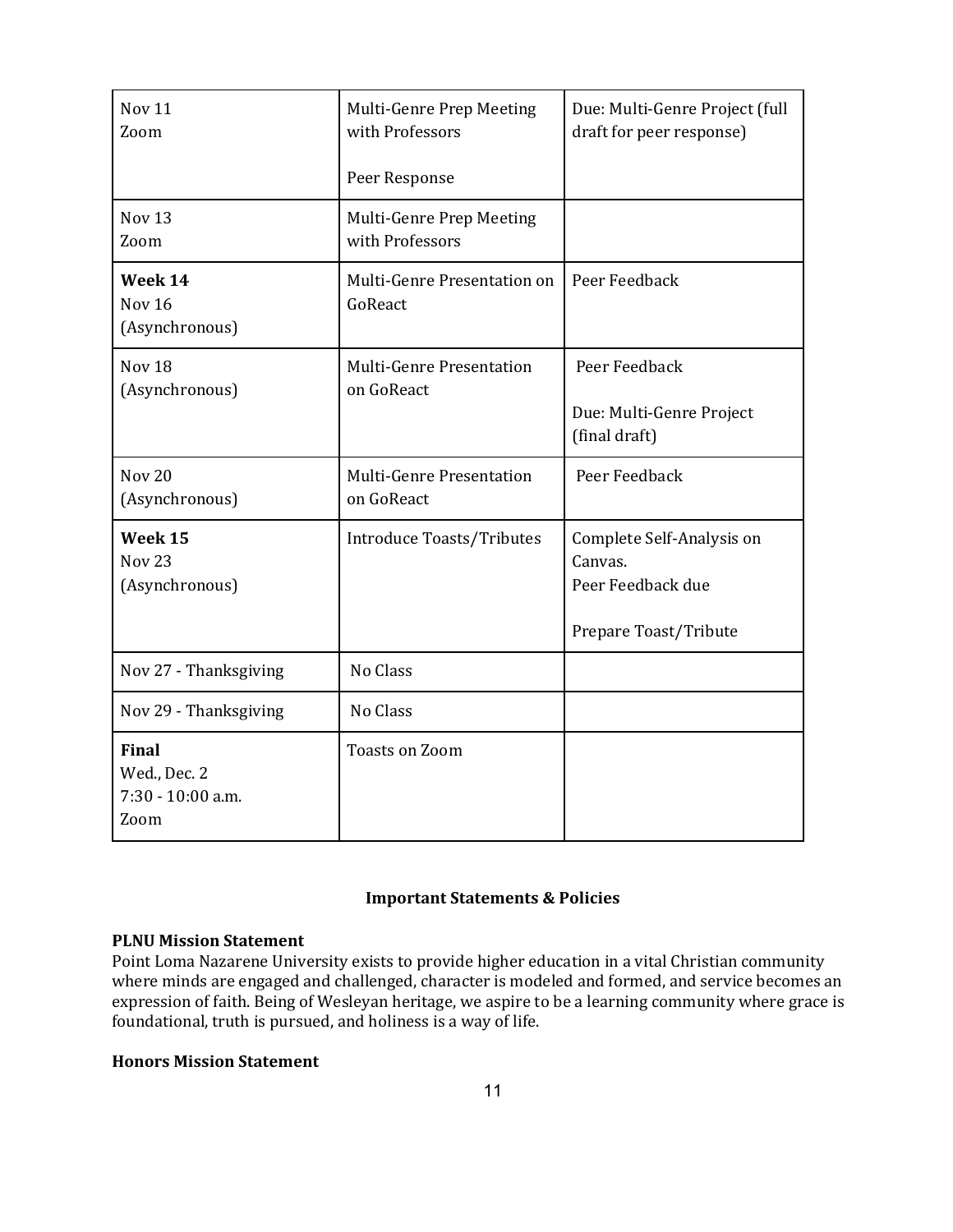| | | |
|---|---|---|
| Nov 11<br>Zoom | Multi-Genre Prep Meeting with Professors<br><br>Peer Response | Due: Multi-Genre Project (full draft for peer response) |
| Nov 13<br>Zoom | Multi-Genre Prep Meeting with Professors | |
| **Week 14**<br>Nov 16<br>(Asynchronous) | Multi-Genre Presentation on GoReact | Peer Feedback |
| Nov 18<br>(Asynchronous) | Multi-Genre Presentation on GoReact | Peer Feedback<br><br>Due: Multi-Genre Project (final draft) |
| Nov 20<br>(Asynchronous) | Multi-Genre Presentation on GoReact | Peer Feedback |
| **Week 15**<br>Nov 23<br>(Asynchronous) | Introduce Toasts/Tributes | Complete Self-Analysis on Canvas.<br>Peer Feedback due<br><br>Prepare Toast/Tribute |
| Nov 27 - Thanksgiving | No Class | |
| Nov 29 - Thanksgiving | No Class | |
| **Final**<br>Wed., Dec. 2<br>7:30 - 10:00 a.m.<br>Zoom | Toasts on Zoom | |

## Important Statements & Policies

**PLNU Mission Statement**

Point Loma Nazarene University exists to provide higher education in a vital Christian community where minds are engaged and challenged, character is modeled and formed, and service becomes an expression of faith. Being of Wesleyan heritage, we aspire to be a learning community where grace is foundational, truth is pursued, and holiness is a way of life.

**Honors Mission Statement**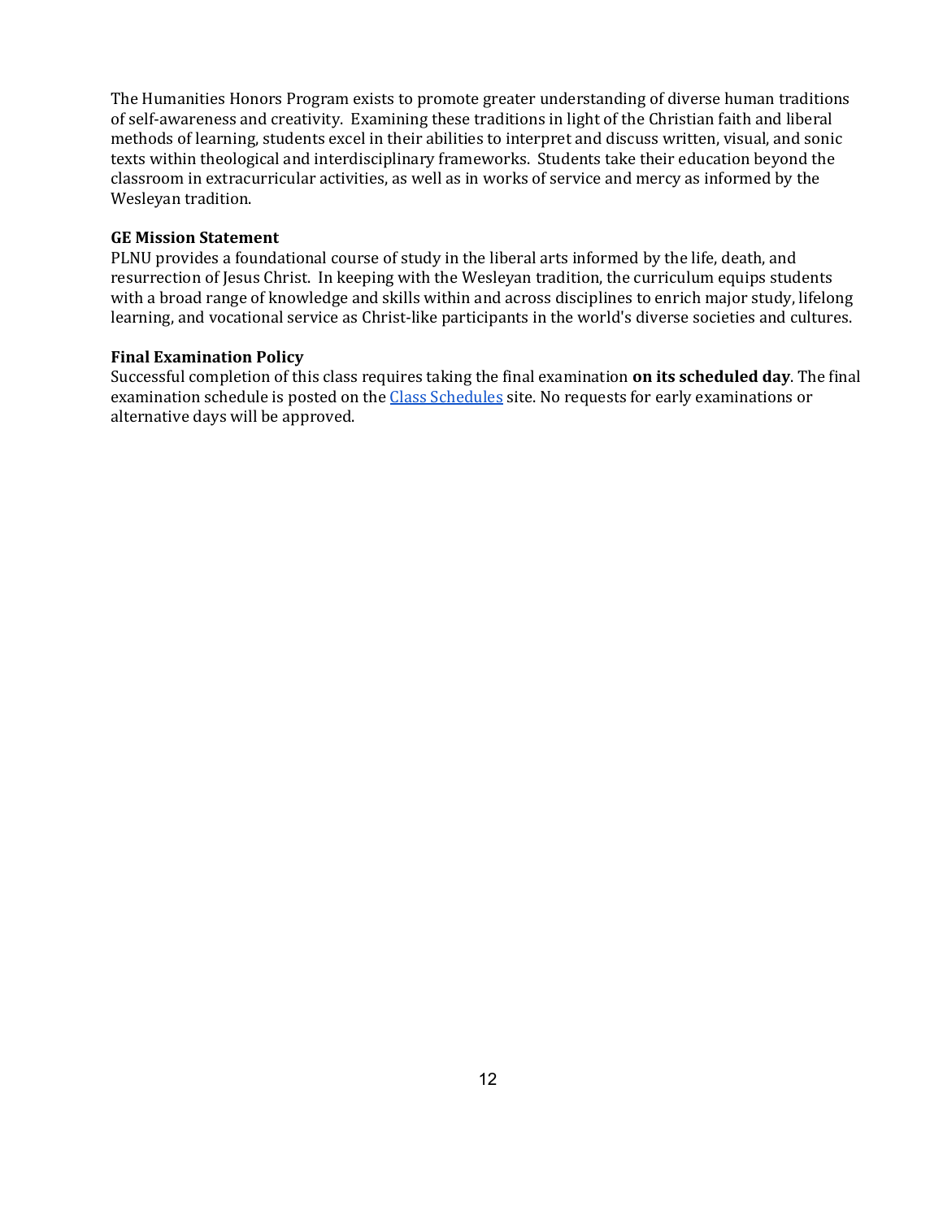The Humanities Honors Program exists to promote greater understanding of diverse human traditions of self-awareness and creativity. Examining these traditions in light of the Christian faith and liberal methods of learning, students excel in their abilities to interpret and discuss written, visual, and sonic texts within theological and interdisciplinary frameworks. Students take their education beyond the classroom in extracurricular activities, as well as in works of service and mercy as informed by the Wesleyan tradition.

**GE Mission Statement**

PLNU provides a foundational course of study in the liberal arts informed by the life, death, and resurrection of Jesus Christ. In keeping with the Wesleyan tradition, the curriculum equips students with a broad range of knowledge and skills within and across disciplines to enrich major study, lifelong learning, and vocational service as Christ-like participants in the world's diverse societies and cultures.

**Final Examination Policy**

Successful completion of this class requires taking the final examination **on its scheduled day**. The final examination schedule is posted on the [Class Schedules]() site. No requests for early examinations or alternative days will be approved.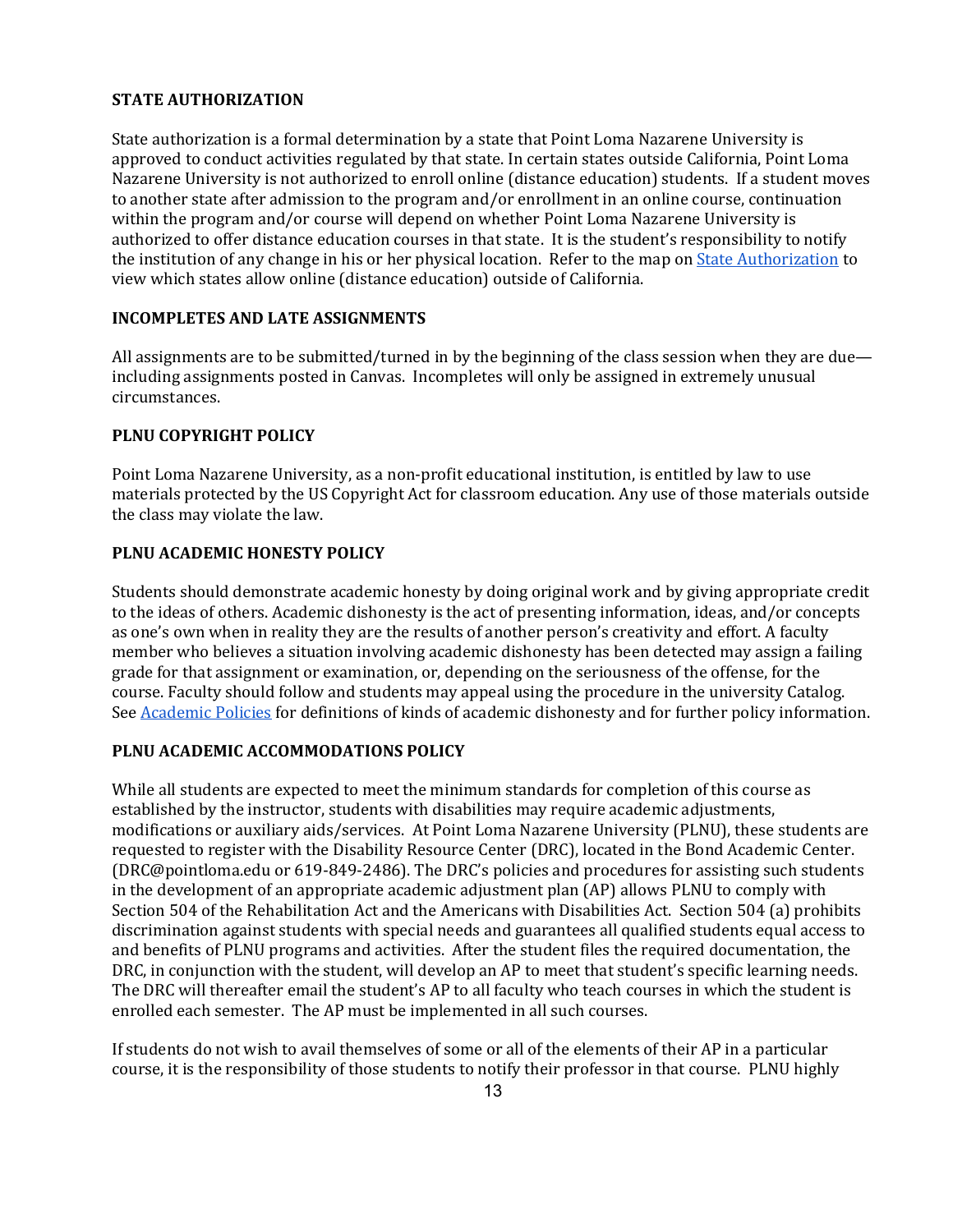**STATE AUTHORIZATION**

State authorization is a formal determination by a state that Point Loma Nazarene University is approved to conduct activities regulated by that state. In certain states outside California, Point Loma Nazarene University is not authorized to enroll online (distance education) students. If a student moves to another state after admission to the program and/or enrollment in an online course, continuation within the program and/or course will depend on whether Point Loma Nazarene University is authorized to offer distance education courses in that state. It is the student's responsibility to notify the institution of any change in his or her physical location. Refer to the map on State Authorization to view which states allow online (distance education) outside of California.

**INCOMPLETES AND LATE ASSIGNMENTS**

All assignments are to be submitted/turned in by the beginning of the class session when they are due—including assignments posted in Canvas. Incompletes will only be assigned in extremely unusual circumstances.

**PLNU COPYRIGHT POLICY**

Point Loma Nazarene University, as a non-profit educational institution, is entitled by law to use materials protected by the US Copyright Act for classroom education. Any use of those materials outside the class may violate the law.

**PLNU ACADEMIC HONESTY POLICY**

Students should demonstrate academic honesty by doing original work and by giving appropriate credit to the ideas of others. Academic dishonesty is the act of presenting information, ideas, and/or concepts as one's own when in reality they are the results of another person's creativity and effort. A faculty member who believes a situation involving academic dishonesty has been detected may assign a failing grade for that assignment or examination, or, depending on the seriousness of the offense, for the course. Faculty should follow and students may appeal using the procedure in the university Catalog. See Academic Policies for definitions of kinds of academic dishonesty and for further policy information.

**PLNU ACADEMIC ACCOMMODATIONS POLICY**

While all students are expected to meet the minimum standards for completion of this course as established by the instructor, students with disabilities may require academic adjustments, modifications or auxiliary aids/services. At Point Loma Nazarene University (PLNU), these students are requested to register with the Disability Resource Center (DRC), located in the Bond Academic Center. (DRC@pointloma.edu or 619-849-2486). The DRC's policies and procedures for assisting such students in the development of an appropriate academic adjustment plan (AP) allows PLNU to comply with Section 504 of the Rehabilitation Act and the Americans with Disabilities Act. Section 504 (a) prohibits discrimination against students with special needs and guarantees all qualified students equal access to and benefits of PLNU programs and activities. After the student files the required documentation, the DRC, in conjunction with the student, will develop an AP to meet that student's specific learning needs. The DRC will thereafter email the student's AP to all faculty who teach courses in which the student is enrolled each semester. The AP must be implemented in all such courses.

If students do not wish to avail themselves of some or all of the elements of their AP in a particular course, it is the responsibility of those students to notify their professor in that course. PLNU highly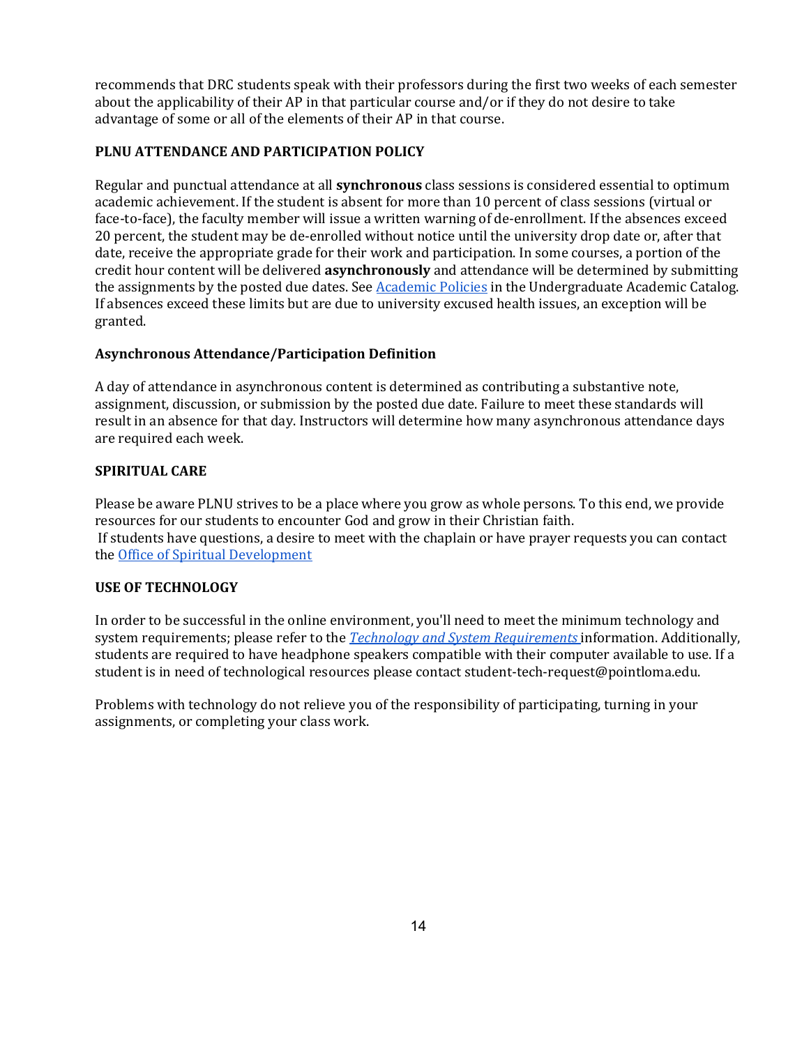recommends that DRC students speak with their professors during the first two weeks of each semester about the applicability of their AP in that particular course and/or if they do not desire to take advantage of some or all of the elements of their AP in that course.

**PLNU ATTENDANCE AND PARTICIPATION POLICY**

Regular and punctual attendance at all **synchronous** class sessions is considered essential to optimum academic achievement. If the student is absent for more than 10 percent of class sessions (virtual or face-to-face), the faculty member will issue a written warning of de-enrollment. If the absences exceed 20 percent, the student may be de-enrolled without notice until the university drop date or, after that date, receive the appropriate grade for their work and participation. In some courses, a portion of the credit hour content will be delivered **asynchronously** and attendance will be determined by submitting the assignments by the posted due dates. See [Academic Policies](#) in the Undergraduate Academic Catalog. If absences exceed these limits but are due to university excused health issues, an exception will be granted.

**Asynchronous Attendance/Participation Definition**

A day of attendance in asynchronous content is determined as contributing a substantive note, assignment, discussion, or submission by the posted due date. Failure to meet these standards will result in an absence for that day. Instructors will determine how many asynchronous attendance days are required each week.

**SPIRITUAL CARE**

Please be aware PLNU strives to be a place where you grow as whole persons. To this end, we provide resources for our students to encounter God and grow in their Christian faith.
If students have questions, a desire to meet with the chaplain or have prayer requests you can contact the [Office of Spiritual Development](#)

**USE OF TECHNOLOGY**

In order to be successful in the online environment, you'll need to meet the minimum technology and system requirements; please refer to the [*Technology and System Requirements*](#) information. Additionally, students are required to have headphone speakers compatible with their computer available to use. If a student is in need of technological resources please contact student-tech-request@pointloma.edu.

Problems with technology do not relieve you of the responsibility of participating, turning in your assignments, or completing your class work.